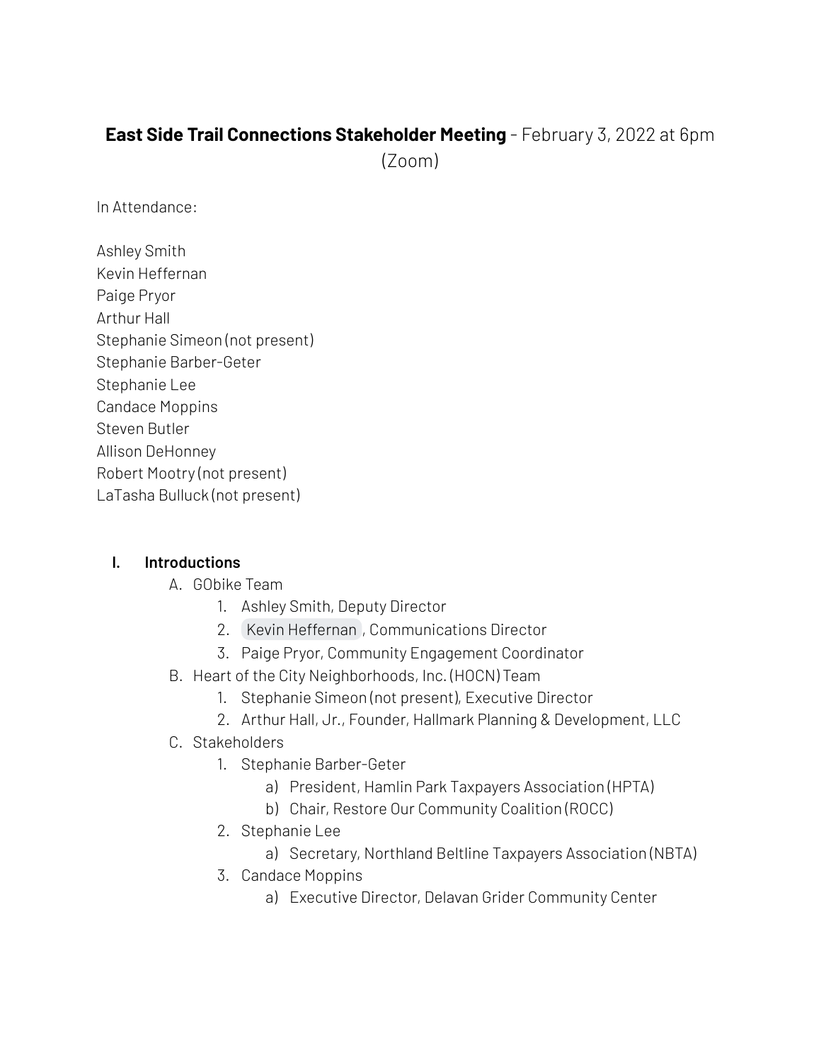# **East Side Trail Connections Stakeholder Meeting** - February 3, 2022 at 6pm (Zoom)

In Attendance:

Ashley Smith
Kevin Heffernan
Paige Pryor
Arthur Hall
Stephanie Simeon (not present)
Stephanie Barber-Geter
Stephanie Lee
Candace Moppins
Steven Butler
Allison DeHonney
Robert Mootry (not present)
LaTasha Bulluck (not present)

I. **Introductions**
   A. GObike Team
      1. Ashley Smith, Deputy Director
      2. Kevin Heffernan, Communications Director
      3. Paige Pryor, Community Engagement Coordinator
   B. Heart of the City Neighborhoods, Inc. (HOCN) Team
      1. Stephanie Simeon (not present), Executive Director
      2. Arthur Hall, Jr., Founder, Hallmark Planning & Development, LLC
   C. Stakeholders
      1. Stephanie Barber-Geter
         a) President, Hamlin Park Taxpayers Association (HPTA)
         b) Chair, Restore Our Community Coalition (ROCC)
      2. Stephanie Lee
         a) Secretary, Northland Beltline Taxpayers Association (NBTA)
      3. Candace Moppins
         a) Executive Director, Delavan Grider Community Center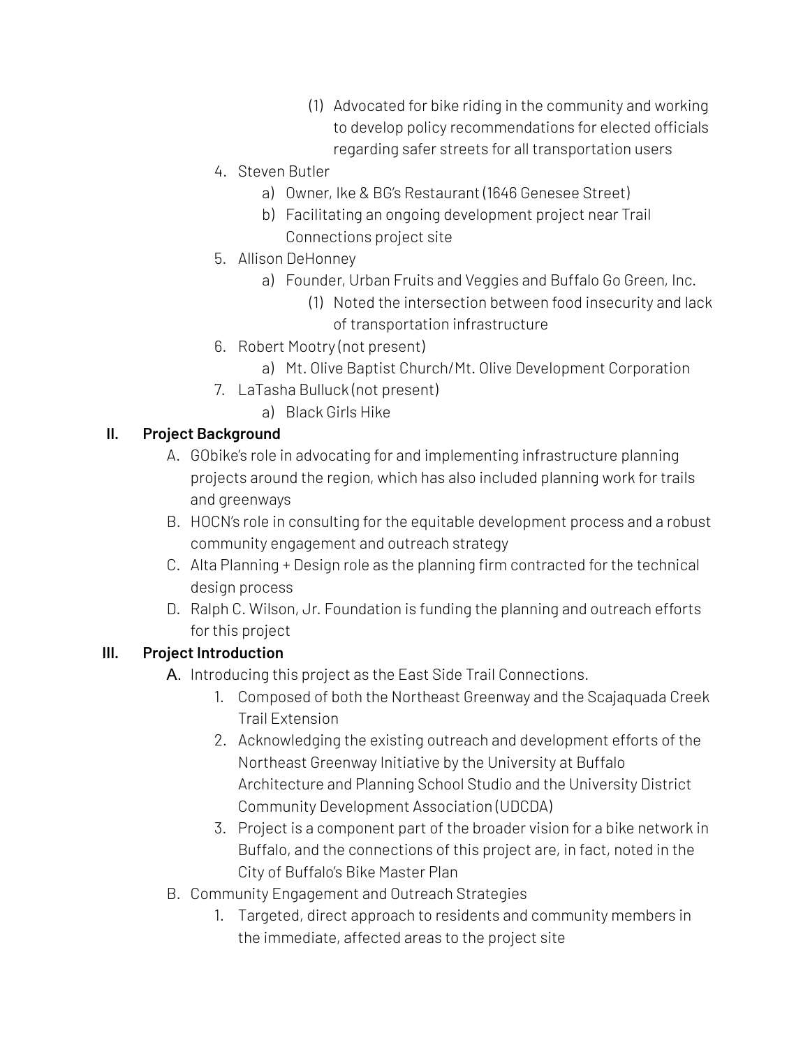(1) Advocated for bike riding in the community and working to develop policy recommendations for elected officials regarding safer streets for all transportation users

    4. Steven Butler
        a) Owner, Ike & BG's Restaurant (1646 Genesee Street)
        b) Facilitating an ongoing development project near Trail Connections project site
    5. Allison DeHonney
        a) Founder, Urban Fruits and Veggies and Buffalo Go Green, Inc.
            (1) Noted the intersection between food insecurity and lack of transportation infrastructure
    6. Robert Mootry (not present)
        a) Mt. Olive Baptist Church/Mt. Olive Development Corporation
    7. LaTasha Bulluck (not present)
        a) Black Girls Hike

**II. Project Background**

- A. GObike's role in advocating for and implementing infrastructure planning projects around the region, which has also included planning work for trails and greenways
- B. HOCN's role in consulting for the equitable development process and a robust community engagement and outreach strategy
- C. Alta Planning + Design role as the planning firm contracted for the technical design process
- D. Ralph C. Wilson, Jr. Foundation is funding the planning and outreach efforts for this project

**III. Project Introduction**

- A. Introducing this project as the East Side Trail Connections.
    1. Composed of both the Northeast Greenway and the Scajaquada Creek Trail Extension
    2. Acknowledging the existing outreach and development efforts of the Northeast Greenway Initiative by the University at Buffalo Architecture and Planning School Studio and the University District Community Development Association (UDCDA)
    3. Project is a component part of the broader vision for a bike network in Buffalo, and the connections of this project are, in fact, noted in the City of Buffalo's Bike Master Plan
- B. Community Engagement and Outreach Strategies
    1. Targeted, direct approach to residents and community members in the immediate, affected areas to the project site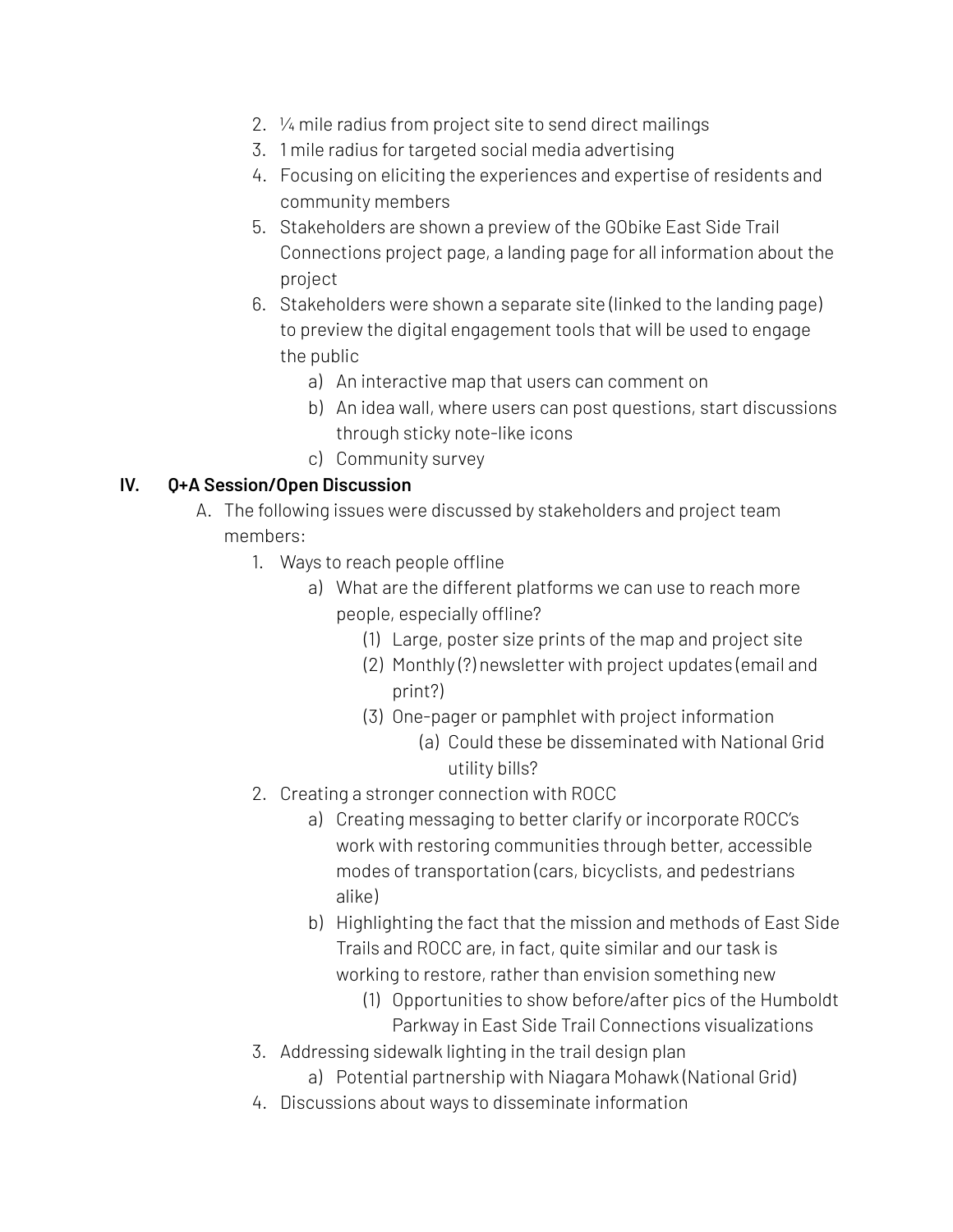2. ¼ mile radius from project site to send direct mailings
3. 1 mile radius for targeted social media advertising
4. Focusing on eliciting the experiences and expertise of residents and community members
5. Stakeholders are shown a preview of the GObike East Side Trail Connections project page, a landing page for all information about the project
6. Stakeholders were shown a separate site (linked to the landing page) to preview the digital engagement tools that will be used to engage the public
    a) An interactive map that users can comment on
    b) An idea wall, where users can post questions, start discussions through sticky note-like icons
    c) Community survey

**IV. Q+A Session/Open Discussion**

A. The following issues were discussed by stakeholders and project team members:

1. Ways to reach people offline
    a) What are the different platforms we can use to reach more people, especially offline?
        (1) Large, poster size prints of the map and project site
        (2) Monthly (?) newsletter with project updates (email and print?)
        (3) One-pager or pamphlet with project information
            (a) Could these be disseminated with National Grid utility bills?
2. Creating a stronger connection with ROCC
    a) Creating messaging to better clarify or incorporate ROCC's work with restoring communities through better, accessible modes of transportation (cars, bicyclists, and pedestrians alike)
    b) Highlighting the fact that the mission and methods of East Side Trails and ROCC are, in fact, quite similar and our task is working to restore, rather than envision something new
        (1) Opportunities to show before/after pics of the Humboldt Parkway in East Side Trail Connections visualizations
3. Addressing sidewalk lighting in the trail design plan
    a) Potential partnership with Niagara Mohawk (National Grid)
4. Discussions about ways to disseminate information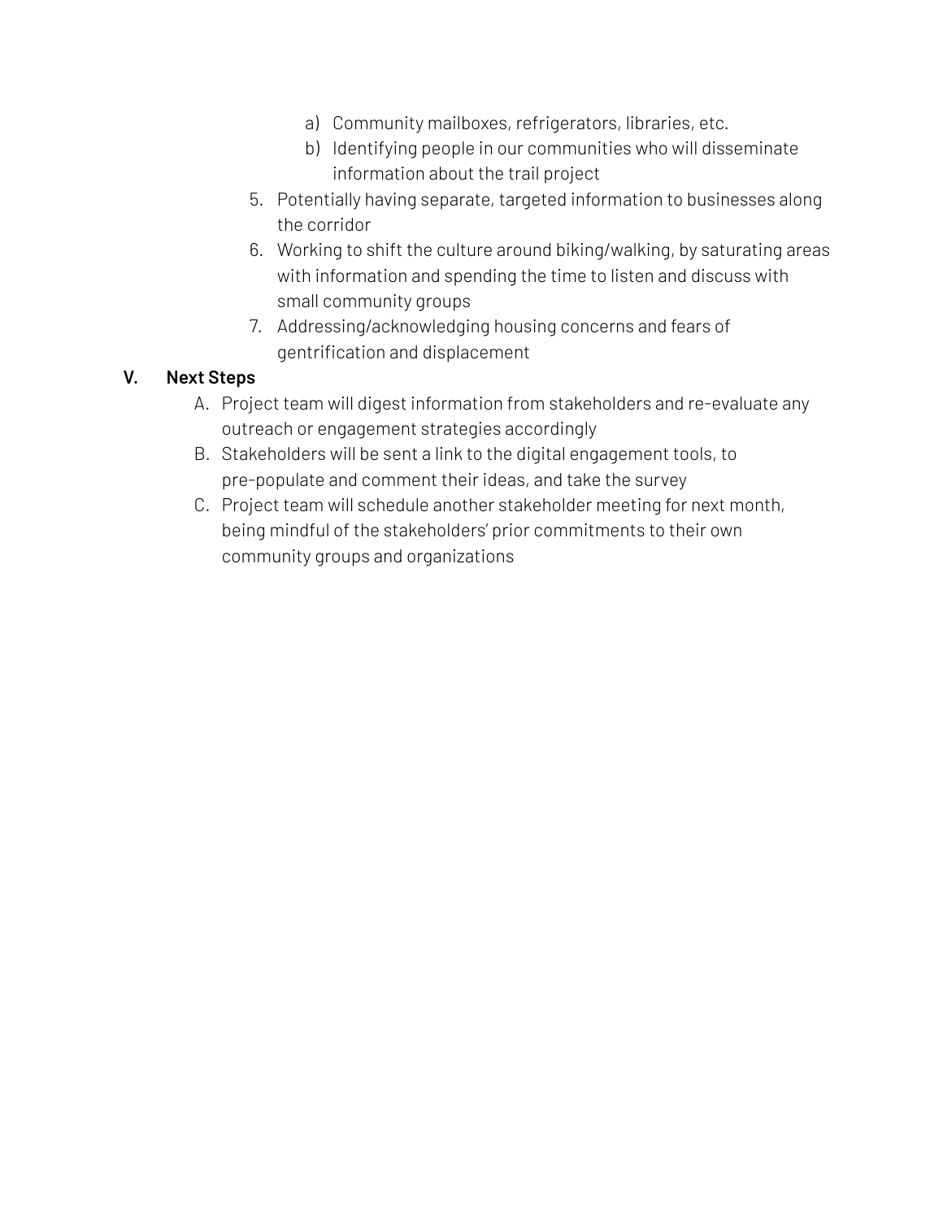a) Community mailboxes, refrigerators, libraries, etc.
    b) Identifying people in our communities who will disseminate information about the trail project
5. Potentially having separate, targeted information to businesses along the corridor
6. Working to shift the culture around biking/walking, by saturating areas with information and spending the time to listen and discuss with small community groups
7. Addressing/acknowledging housing concerns and fears of gentrification and displacement

**V. Next Steps**

A. Project team will digest information from stakeholders and re-evaluate any outreach or engagement strategies accordingly
B. Stakeholders will be sent a link to the digital engagement tools, to pre-populate and comment their ideas, and take the survey
C. Project team will schedule another stakeholder meeting for next month, being mindful of the stakeholders' prior commitments to their own community groups and organizations